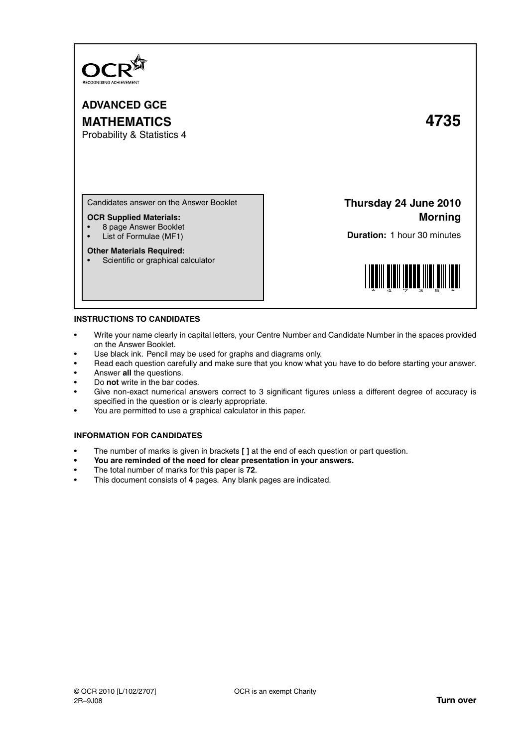OCR
RECOGNISING ACHIEVEMENT

# ADVANCED GCE

# MATHEMATICS 4735

Probability & Statistics 4

Candidates answer on the Answer Booklet

**OCR Supplied Materials:**

- 8 page Answer Booklet
- List of Formulae (MF1)

**Other Materials Required:**

- Scientific or graphical calculator

**Thursday 24 June 2010**
**Morning**

**Duration:** 1 hour 30 minutes

## INSTRUCTIONS TO CANDIDATES

- Write your name clearly in capital letters, your Centre Number and Candidate Number in the spaces provided on the Answer Booklet.
- Use black ink. Pencil may be used for graphs and diagrams only.
- Read each question carefully and make sure that you know what you have to do before starting your answer.
- Answer **all** the questions.
- Do **not** write in the bar codes.
- Give non-exact numerical answers correct to 3 significant figures unless a different degree of accuracy is specified in the question or is clearly appropriate.
- You are permitted to use a graphical calculator in this paper.

## INFORMATION FOR CANDIDATES

- The number of marks is given in brackets **[ ]** at the end of each question or part question.
- **You are reminded of the need for clear presentation in your answers.**
- The total number of marks for this paper is **72**.
- This document consists of **4** pages. Any blank pages are indicated.

© OCR 2010 [L/102/2707] OCR is an exempt Charity
2R–9J08 **Turn over**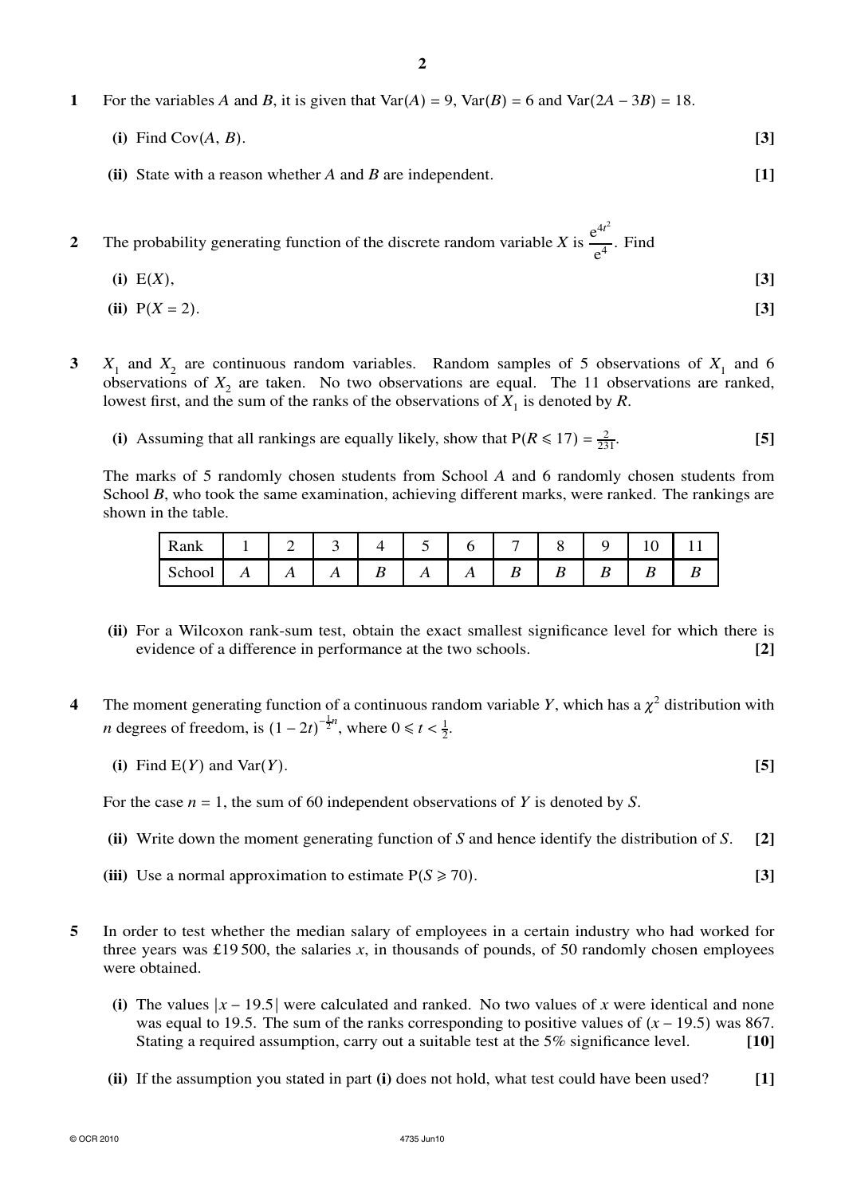**1** For the variables $A$ and $B$, it is given that $\text{Var}(A) = 9$, $\text{Var}(B) = 6$ and $\text{Var}(2A - 3B) = 18$.

**(i)** Find $\text{Cov}(A, B)$. **[3]**

**(ii)** State with a reason whether $A$ and $B$ are independent. **[1]**

**2** The probability generating function of the discrete random variable $X$ is $\dfrac{e^{4t^2}}{e^4}$. Find

**(i)** $E(X)$, **[3]**

**(ii)** $P(X = 2)$. **[3]**

**3** $X_1$ and $X_2$ are continuous random variables. Random samples of 5 observations of $X_1$ and 6 observations of $X_2$ are taken. No two observations are equal. The 11 observations are ranked, lowest first, and the sum of the ranks of the observations of $X_1$ is denoted by $R$.

**(i)** Assuming that all rankings are equally likely, show that $P(R \leqslant 17) = \frac{2}{231}$. **[5]**

The marks of 5 randomly chosen students from School $A$ and 6 randomly chosen students from School $B$, who took the same examination, achieving different marks, were ranked. The rankings are shown in the table.

| Rank | 1 | 2 | 3 | 4 | 5 | 6 | 7 | 8 | 9 | 10 | 11 |
|---|---|---|---|---|---|---|---|---|---|---|---|
| School | $A$ | $A$ | $A$ | $B$ | $A$ | $A$ | $B$ | $B$ | $B$ | $B$ | $B$ |

**(ii)** For a Wilcoxon rank-sum test, obtain the exact smallest significance level for which there is evidence of a difference in performance at the two schools. **[2]**

**4** The moment generating function of a continuous random variable $Y$, which has a $\chi^2$ distribution with $n$ degrees of freedom, is $(1 - 2t)^{-\frac{1}{2}n}$, where $0 \leqslant t < \frac{1}{2}$.

**(i)** Find $E(Y)$ and $\text{Var}(Y)$. **[5]**

For the case $n = 1$, the sum of 60 independent observations of $Y$ is denoted by $S$.

**(ii)** Write down the moment generating function of $S$ and hence identify the distribution of $S$. **[2]**

**(iii)** Use a normal approximation to estimate $P(S \geqslant 70)$. **[3]**

**5** In order to test whether the median salary of employees in a certain industry who had worked for three years was £19 500, the salaries $x$, in thousands of pounds, of 50 randomly chosen employees were obtained.

**(i)** The values $|x - 19.5|$ were calculated and ranked. No two values of $x$ were identical and none was equal to 19.5. The sum of the ranks corresponding to positive values of $(x - 19.5)$ was 867. Stating a required assumption, carry out a suitable test at the 5% significance level. **[10]**

**(ii)** If the assumption you stated in part **(i)** does not hold, what test could have been used? **[1]**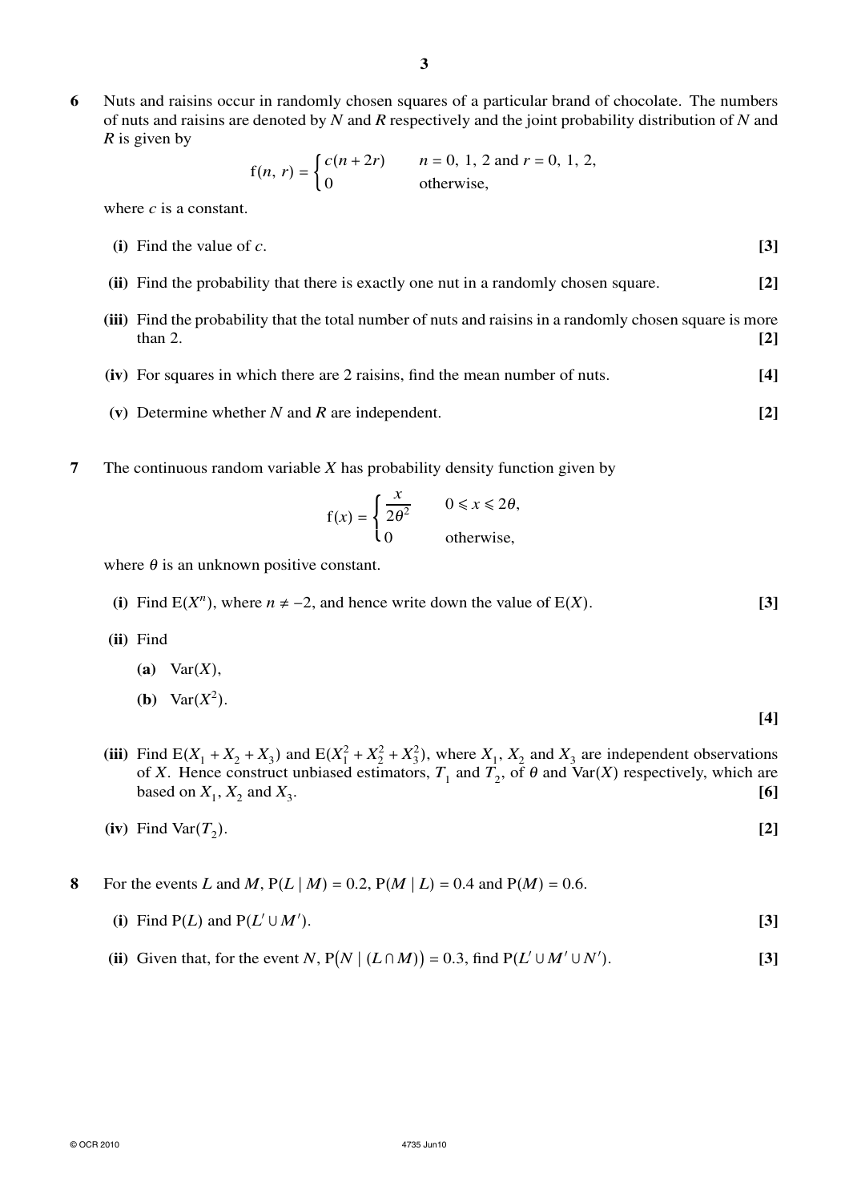**6** Nuts and raisins occur in randomly chosen squares of a particular brand of chocolate. The numbers of nuts and raisins are denoted by $N$ and $R$ respectively and the joint probability distribution of $N$ and $R$ is given by

$$\mathrm{f}(n, r) = \begin{cases} c(n + 2r) & n = 0, 1, 2 \text{ and } r = 0, 1, 2, \\ 0 & \text{otherwise,} \end{cases}$$

where $c$ is a constant.

**(i)** Find the value of $c$. **[3]**

**(ii)** Find the probability that there is exactly one nut in a randomly chosen square. **[2]**

**(iii)** Find the probability that the total number of nuts and raisins in a randomly chosen square is more than 2. **[2]**

**(iv)** For squares in which there are 2 raisins, find the mean number of nuts. **[4]**

**(v)** Determine whether $N$ and $R$ are independent. **[2]**

**7** The continuous random variable $X$ has probability density function given by

$$\mathrm{f}(x) = \begin{cases} \dfrac{x}{2\theta^2} & 0 \leqslant x \leqslant 2\theta, \\ 0 & \text{otherwise,} \end{cases}$$

where $\theta$ is an unknown positive constant.

**(i)** Find $\mathrm{E}(X^n)$, where $n \neq -2$, and hence write down the value of $\mathrm{E}(X)$. **[3]**

**(ii)** Find

**(a)** $\mathrm{Var}(X)$,

**(b)** $\mathrm{Var}(X^2)$.

**[4]**

**(iii)** Find $\mathrm{E}(X_1 + X_2 + X_3)$ and $\mathrm{E}(X_1^2 + X_2^2 + X_3^2)$, where $X_1$, $X_2$ and $X_3$ are independent observations of $X$. Hence construct unbiased estimators, $T_1$ and $T_2$, of $\theta$ and $\mathrm{Var}(X)$ respectively, which are based on $X_1$, $X_2$ and $X_3$. **[6]**

**(iv)** Find $\mathrm{Var}(T_2)$. **[2]**

**8** For the events $L$ and $M$, $\mathrm{P}(L \mid M) = 0.2$, $\mathrm{P}(M \mid L) = 0.4$ and $\mathrm{P}(M) = 0.6$.

**(i)** Find $\mathrm{P}(L)$ and $\mathrm{P}(L' \cup M')$. **[3]**

**(ii)** Given that, for the event $N$, $\mathrm{P}\big(N \mid (L \cap M)\big) = 0.3$, find $\mathrm{P}(L' \cup M' \cup N')$. **[3]**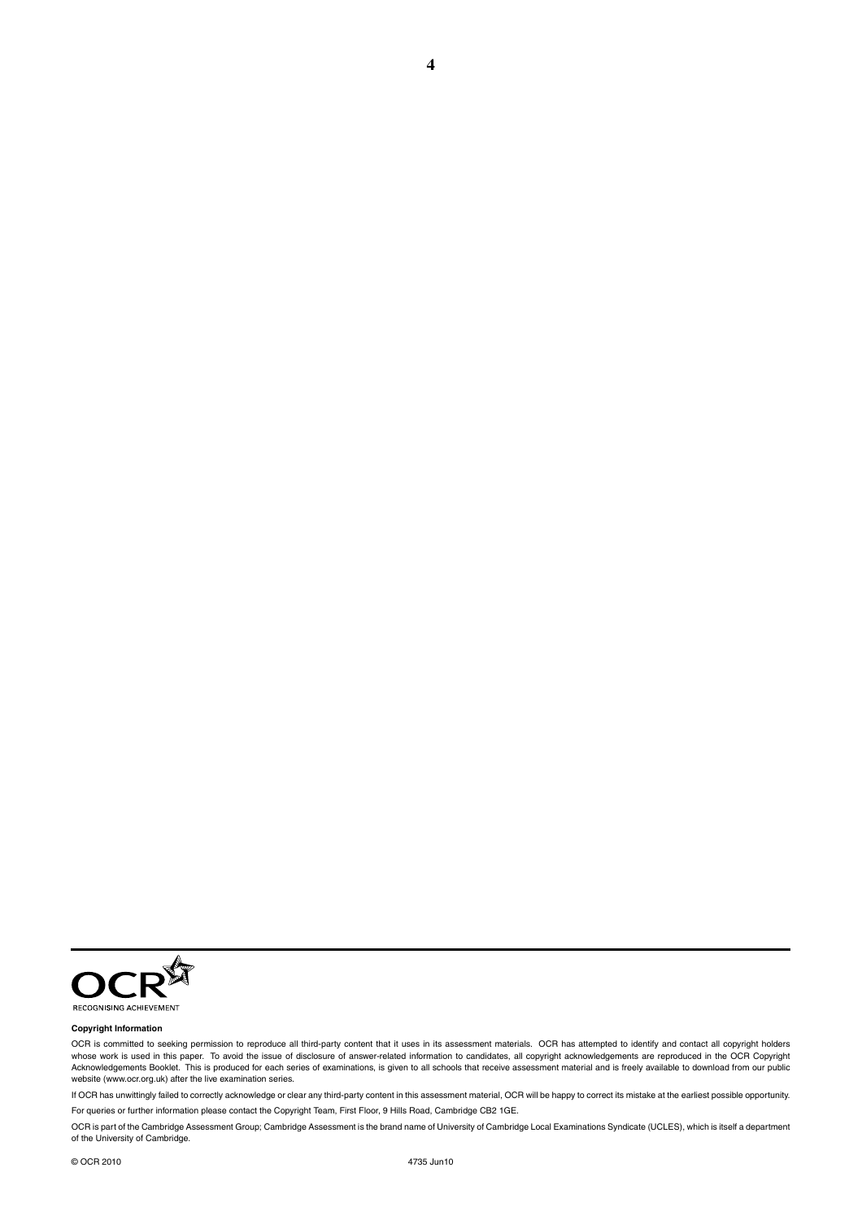RECOGNISING ACHIEVEMENT

**Copyright Information**

OCR is committed to seeking permission to reproduce all third-party content that it uses in its assessment materials. OCR has attempted to identify and contact all copyright holders whose work is used in this paper. To avoid the issue of disclosure of answer-related information to candidates, all copyright acknowledgements are reproduced in the OCR Copyright Acknowledgements Booklet. This is produced for each series of examinations, is given to all schools that receive assessment material and is freely available to download from our public website (www.ocr.org.uk) after the live examination series.

If OCR has unwittingly failed to correctly acknowledge or clear any third-party content in this assessment material, OCR will be happy to correct its mistake at the earliest possible opportunity.

For queries or further information please contact the Copyright Team, First Floor, 9 Hills Road, Cambridge CB2 1GE.

OCR is part of the Cambridge Assessment Group; Cambridge Assessment is the brand name of University of Cambridge Local Examinations Syndicate (UCLES), which is itself a department of the University of Cambridge.

© OCR 2010 4735 Jun10